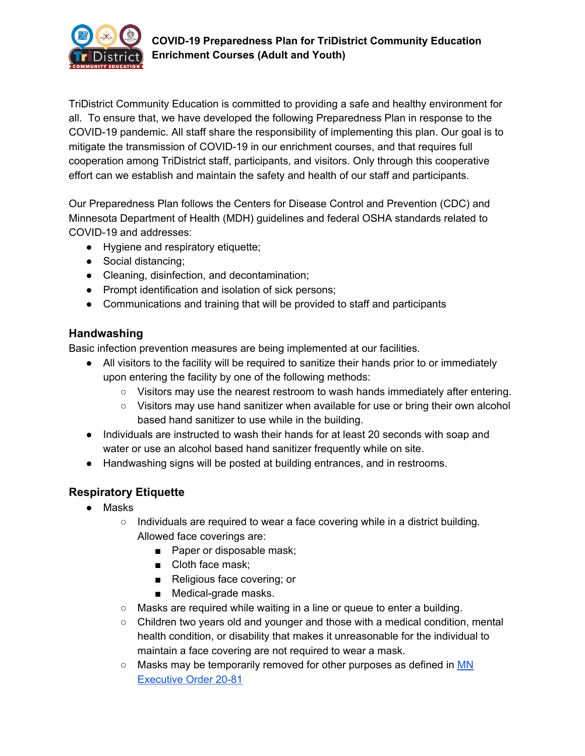# COVID-19 Preparedness Plan for TriDistrict Community Education Enrichment Courses (Adult and Youth)

TriDistrict Community Education is committed to providing a safe and healthy environment for all. To ensure that, we have developed the following Preparedness Plan in response to the COVID-19 pandemic. All staff share the responsibility of implementing this plan. Our goal is to mitigate the transmission of COVID-19 in our enrichment courses, and that requires full cooperation among TriDistrict staff, participants, and visitors. Only through this cooperative effort can we establish and maintain the safety and health of our staff and participants.

Our Preparedness Plan follows the Centers for Disease Control and Prevention (CDC) and Minnesota Department of Health (MDH) guidelines and federal OSHA standards related to COVID-19 and addresses:

- Hygiene and respiratory etiquette;
- Social distancing;
- Cleaning, disinfection, and decontamination;
- Prompt identification and isolation of sick persons;
- Communications and training that will be provided to staff and participants

## Handwashing

Basic infection prevention measures are being implemented at our facilities.

- All visitors to the facility will be required to sanitize their hands prior to or immediately upon entering the facility by one of the following methods:
  - Visitors may use the nearest restroom to wash hands immediately after entering.
  - Visitors may use hand sanitizer when available for use or bring their own alcohol based hand sanitizer to use while in the building.
- Individuals are instructed to wash their hands for at least 20 seconds with soap and water or use an alcohol based hand sanitizer frequently while on site.
- Handwashing signs will be posted at building entrances, and in restrooms.

## Respiratory Etiquette

- Masks
  - Individuals are required to wear a face covering while in a district building. Allowed face coverings are:
    - Paper or disposable mask;
    - Cloth face mask;
    - Religious face covering; or
    - Medical-grade masks.
  - Masks are required while waiting in a line or queue to enter a building.
  - Children two years old and younger and those with a medical condition, mental health condition, or disability that makes it unreasonable for the individual to maintain a face covering are not required to wear a mask.
  - Masks may be temporarily removed for other purposes as defined in MN Executive Order 20-81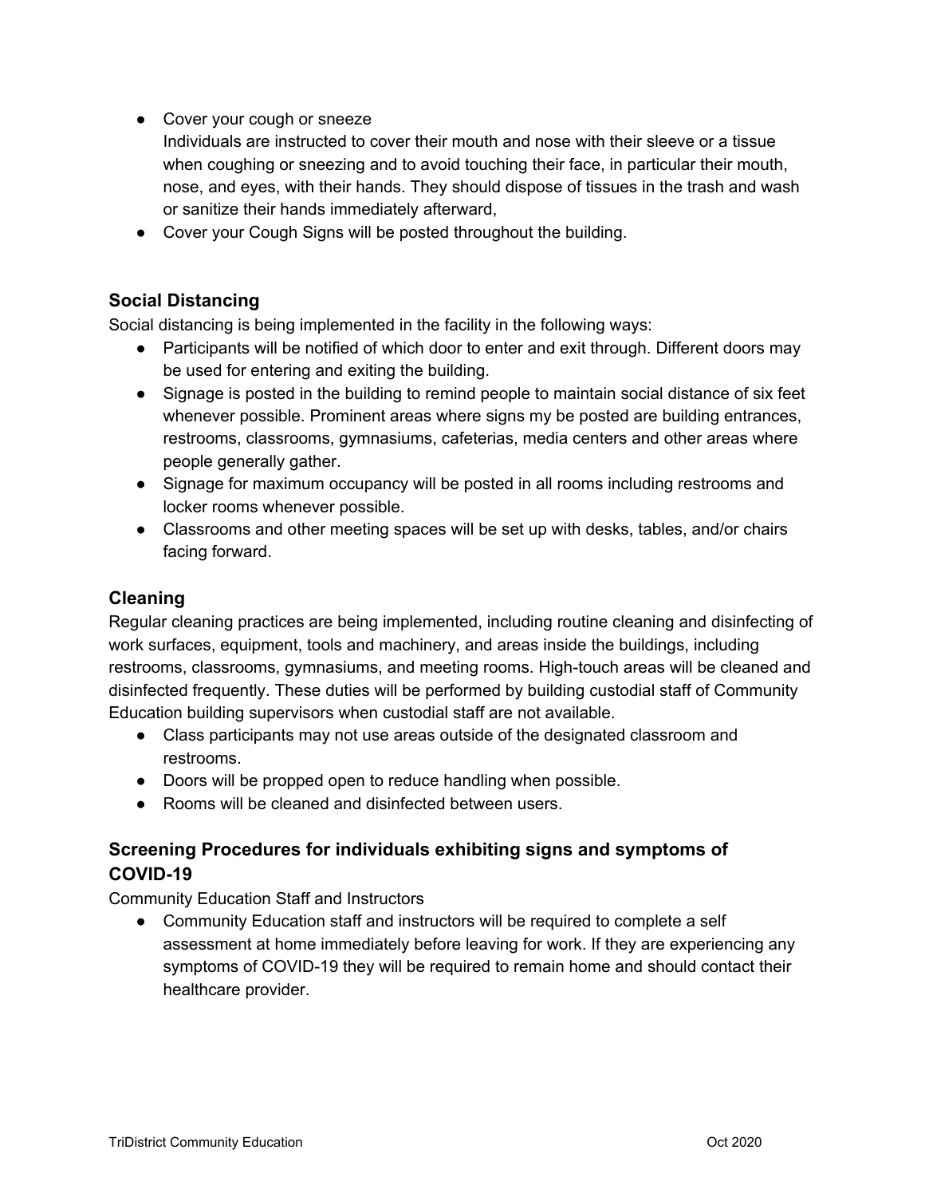- Cover your cough or sneeze
  Individuals are instructed to cover their mouth and nose with their sleeve or a tissue when coughing or sneezing and to avoid touching their face, in particular their mouth, nose, and eyes, with their hands. They should dispose of tissues in the trash and wash or sanitize their hands immediately afterward,
- Cover your Cough Signs will be posted throughout the building.

## Social Distancing

Social distancing is being implemented in the facility in the following ways:

- Participants will be notified of which door to enter and exit through. Different doors may be used for entering and exiting the building.
- Signage is posted in the building to remind people to maintain social distance of six feet whenever possible. Prominent areas where signs my be posted are building entrances, restrooms, classrooms, gymnasiums, cafeterias, media centers and other areas where people generally gather.
- Signage for maximum occupancy will be posted in all rooms including restrooms and locker rooms whenever possible.
- Classrooms and other meeting spaces will be set up with desks, tables, and/or chairs facing forward.

## Cleaning

Regular cleaning practices are being implemented, including routine cleaning and disinfecting of work surfaces, equipment, tools and machinery, and areas inside the buildings, including restrooms, classrooms, gymnasiums, and meeting rooms. High-touch areas will be cleaned and disinfected frequently. These duties will be performed by building custodial staff of Community Education building supervisors when custodial staff are not available.

- Class participants may not use areas outside of the designated classroom and restrooms.
- Doors will be propped open to reduce handling when possible.
- Rooms will be cleaned and disinfected between users.

## Screening Procedures for individuals exhibiting signs and symptoms of COVID-19

Community Education Staff and Instructors

- Community Education staff and instructors will be required to complete a self assessment at home immediately before leaving for work. If they are experiencing any symptoms of COVID-19 they will be required to remain home and should contact their healthcare provider.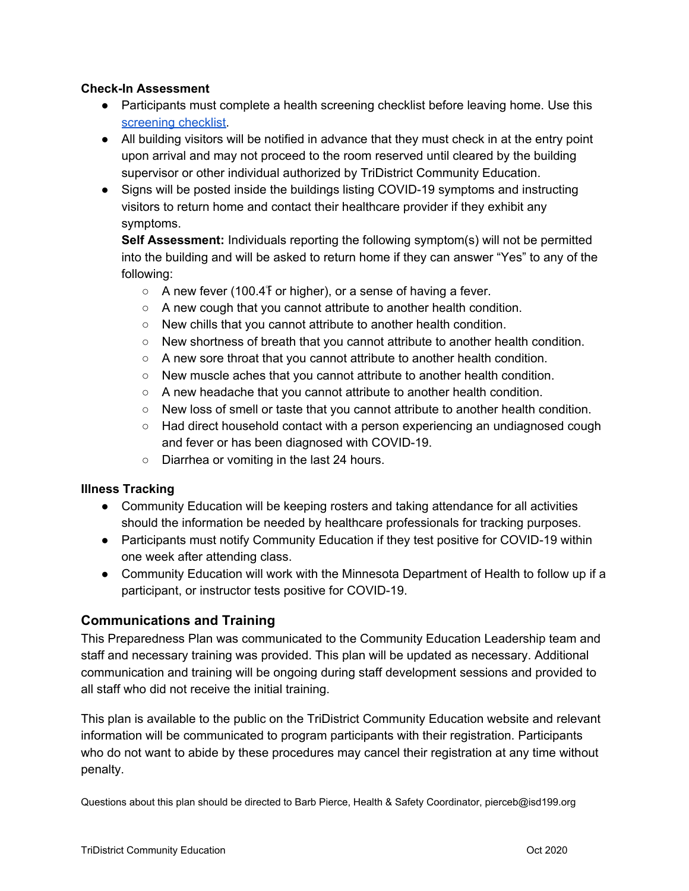**Check-In Assessment**

- Participants must complete a health screening checklist before leaving home. Use this [screening checklist](screening checklist).
- All building visitors will be notified in advance that they must check in at the entry point upon arrival and may not proceed to the room reserved until cleared by the building supervisor or other individual authorized by TriDistrict Community Education.
- Signs will be posted inside the buildings listing COVID-19 symptoms and instructing visitors to return home and contact their healthcare provider if they exhibit any symptoms.

  **Self Assessment:** Individuals reporting the following symptom(s) will not be permitted into the building and will be asked to return home if they can answer "Yes" to any of the following:

  - A new fever (100.4℉ or higher), or a sense of having a fever.
  - A new cough that you cannot attribute to another health condition.
  - New chills that you cannot attribute to another health condition.
  - New shortness of breath that you cannot attribute to another health condition.
  - A new sore throat that you cannot attribute to another health condition.
  - New muscle aches that you cannot attribute to another health condition.
  - A new headache that you cannot attribute to another health condition.
  - New loss of smell or taste that you cannot attribute to another health condition.
  - Had direct household contact with a person experiencing an undiagnosed cough and fever or has been diagnosed with COVID-19.
  - Diarrhea or vomiting in the last 24 hours.

**Illness Tracking**

- Community Education will be keeping rosters and taking attendance for all activities should the information be needed by healthcare professionals for tracking purposes.
- Participants must notify Community Education if they test positive for COVID-19 within one week after attending class.
- Community Education will work with the Minnesota Department of Health to follow up if a participant, or instructor tests positive for COVID-19.

## Communications and Training

This Preparedness Plan was communicated to the Community Education Leadership team and staff and necessary training was provided. This plan will be updated as necessary. Additional communication and training will be ongoing during staff development sessions and provided to all staff who did not receive the initial training.

This plan is available to the public on the TriDistrict Community Education website and relevant information will be communicated to program participants with their registration. Participants who do not want to abide by these procedures may cancel their registration at any time without penalty.

Questions about this plan should be directed to Barb Pierce, Health & Safety Coordinator, pierceb@isd199.org